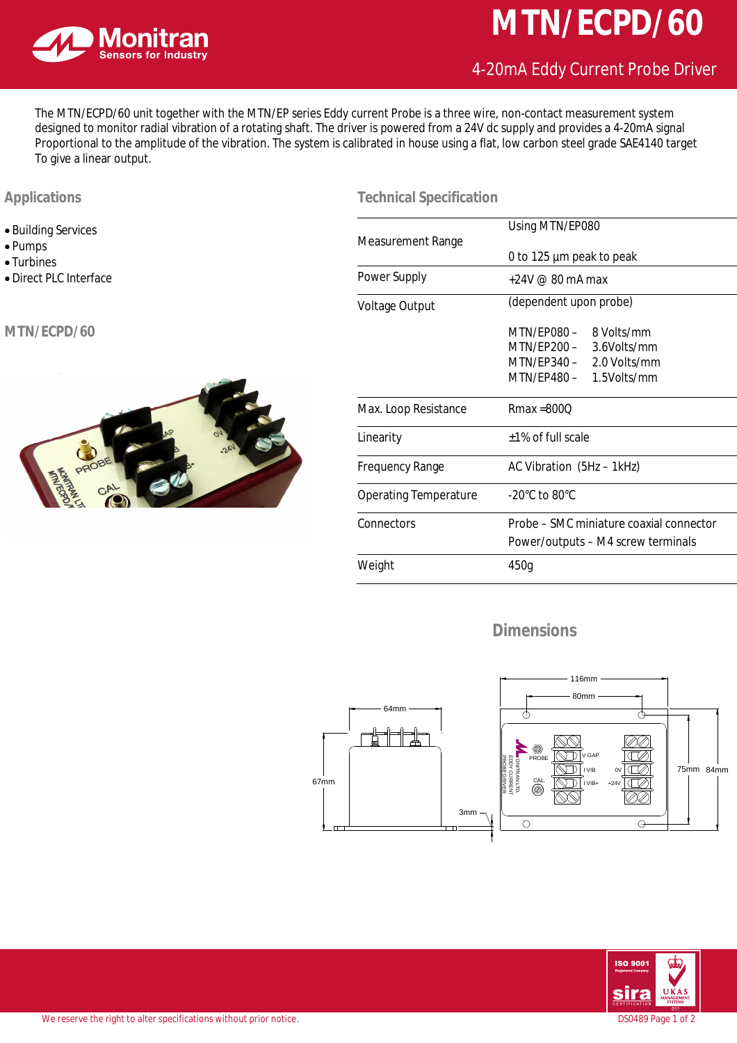# MTN/ECPD/60

## 4-20mA Eddy Current Probe Driver

The MTN/ECPD/60 unit together with the MTN/EP series Eddy current Probe is a three wire, non-contact measurement system designed to monitor radial vibration of a rotating shaft. The driver is powered from a 24V dc supply and provides a 4-20mA signal Proportional to the amplitude of the vibration. The system is calibrated in house using a flat, low carbon steel grade SAE4140 target To give a linear output.

## Applications

- Building Services
- Pumps
- Turbines
- Direct PLC Interface

## MTN/ECPD/60

## Technical Specification

| | |
|---|---|
| Measurement Range | Using MTN/EP080<br>0 to 125 µm peak to peak |
| Power Supply | +24V @ 80 mA max |
| Voltage Output | (dependent upon probe)<br>MTN/EP080 – 8 Volts/mm<br>MTN/EP200 – 3.6Volts/mm<br>MTN/EP340 – 2.0 Volts/mm<br>MTN/EP480 – 1.5Volts/mm |
| Max. Loop Resistance | Rmax =800Ω |
| Linearity | ±1% of full scale |
| Frequency Range | AC Vibration (5Hz – 1kHz) |
| Operating Temperature | -20°C to 80°C |
| Connectors | Probe – SMC miniature coaxial connector<br>Power/outputs – M4 screw terminals |
| Weight | 450g |

## Dimensions

64mm, 67mm, 3mm, 116mm, 80mm, 75mm, 84mm

We reserve the right to alter specifications without prior notice.

DS0489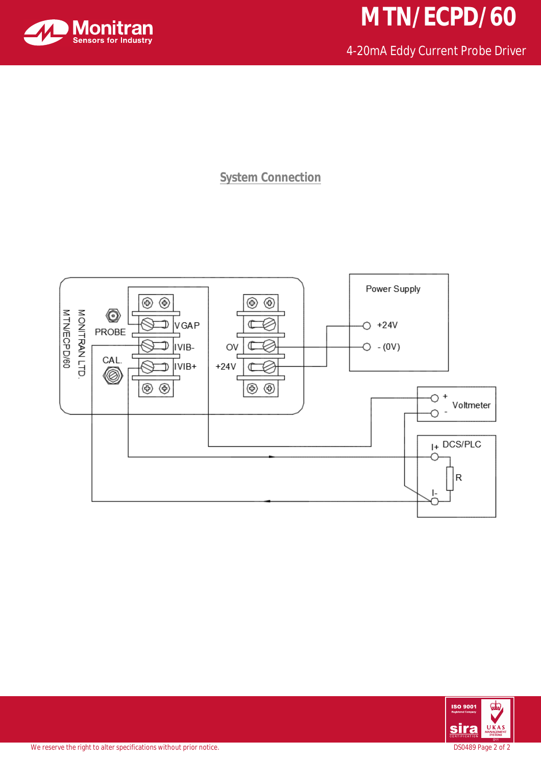## System Connection

MONITRAN LTD.
MTN/ECPD/60

PROBE

CAL.

VGAP

IVIB-

IVIB+

OV

+24V

Power Supply

+24V

- (0V)

+

-

Voltmeter

I+ DCS/PLC

R

I-